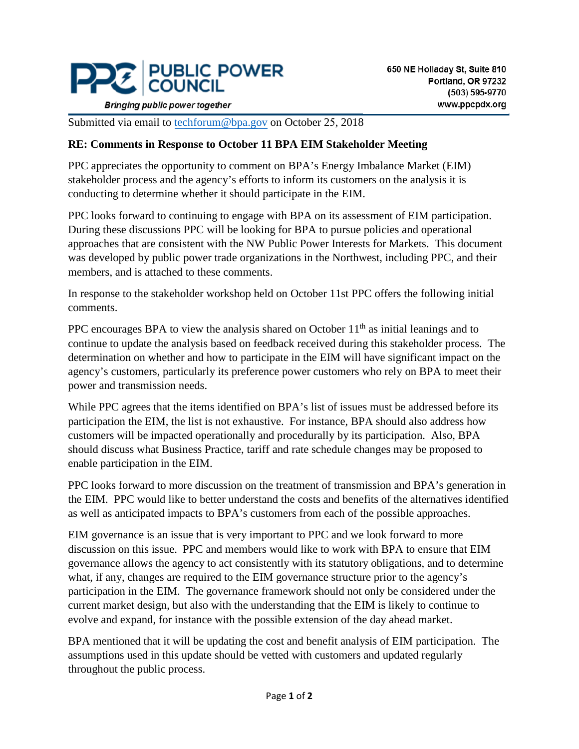**PUBLIC POWER COUNCIL**

*Bringing public power together*

650 NE Holladay St, Suite 810
Portland, OR 97232
(503) 595-9770
www.ppcpdx.org

Submitted via email to techforum@bpa.gov on October 25, 2018

**RE: Comments in Response to October 11 BPA EIM Stakeholder Meeting**

PPC appreciates the opportunity to comment on BPA's Energy Imbalance Market (EIM) stakeholder process and the agency's efforts to inform its customers on the analysis it is conducting to determine whether it should participate in the EIM.

PPC looks forward to continuing to engage with BPA on its assessment of EIM participation. During these discussions PPC will be looking for BPA to pursue policies and operational approaches that are consistent with the NW Public Power Interests for Markets. This document was developed by public power trade organizations in the Northwest, including PPC, and their members, and is attached to these comments.

In response to the stakeholder workshop held on October 11st PPC offers the following initial comments.

PPC encourages BPA to view the analysis shared on October 11th as initial leanings and to continue to update the analysis based on feedback received during this stakeholder process. The determination on whether and how to participate in the EIM will have significant impact on the agency's customers, particularly its preference power customers who rely on BPA to meet their power and transmission needs.

While PPC agrees that the items identified on BPA's list of issues must be addressed before its participation the EIM, the list is not exhaustive. For instance, BPA should also address how customers will be impacted operationally and procedurally by its participation. Also, BPA should discuss what Business Practice, tariff and rate schedule changes may be proposed to enable participation in the EIM.

PPC looks forward to more discussion on the treatment of transmission and BPA's generation in the EIM. PPC would like to better understand the costs and benefits of the alternatives identified as well as anticipated impacts to BPA's customers from each of the possible approaches.

EIM governance is an issue that is very important to PPC and we look forward to more discussion on this issue. PPC and members would like to work with BPA to ensure that EIM governance allows the agency to act consistently with its statutory obligations, and to determine what, if any, changes are required to the EIM governance structure prior to the agency's participation in the EIM. The governance framework should not only be considered under the current market design, but also with the understanding that the EIM is likely to continue to evolve and expand, for instance with the possible extension of the day ahead market.

BPA mentioned that it will be updating the cost and benefit analysis of EIM participation. The assumptions used in this update should be vetted with customers and updated regularly throughout the public process.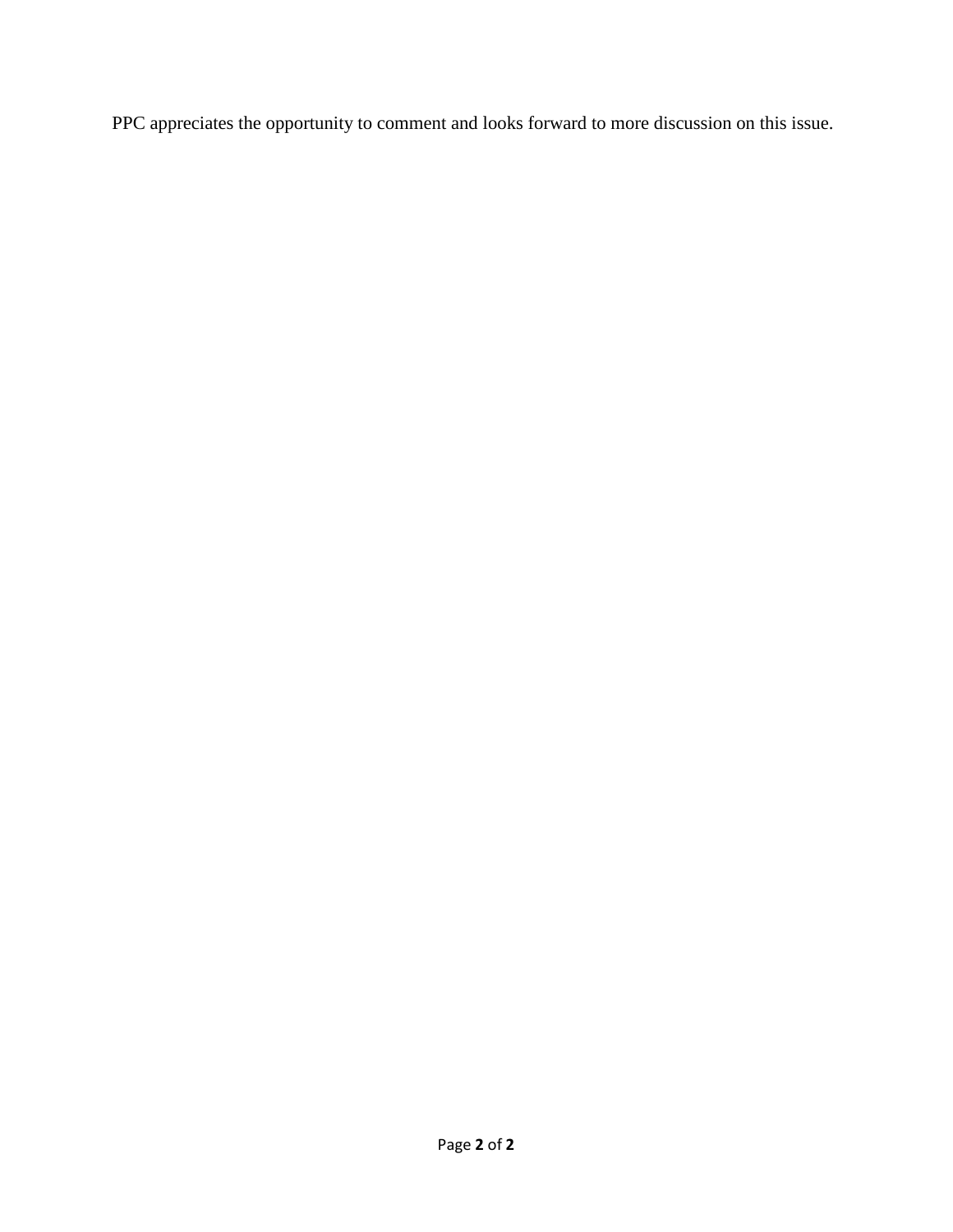PPC appreciates the opportunity to comment and looks forward to more discussion on this issue.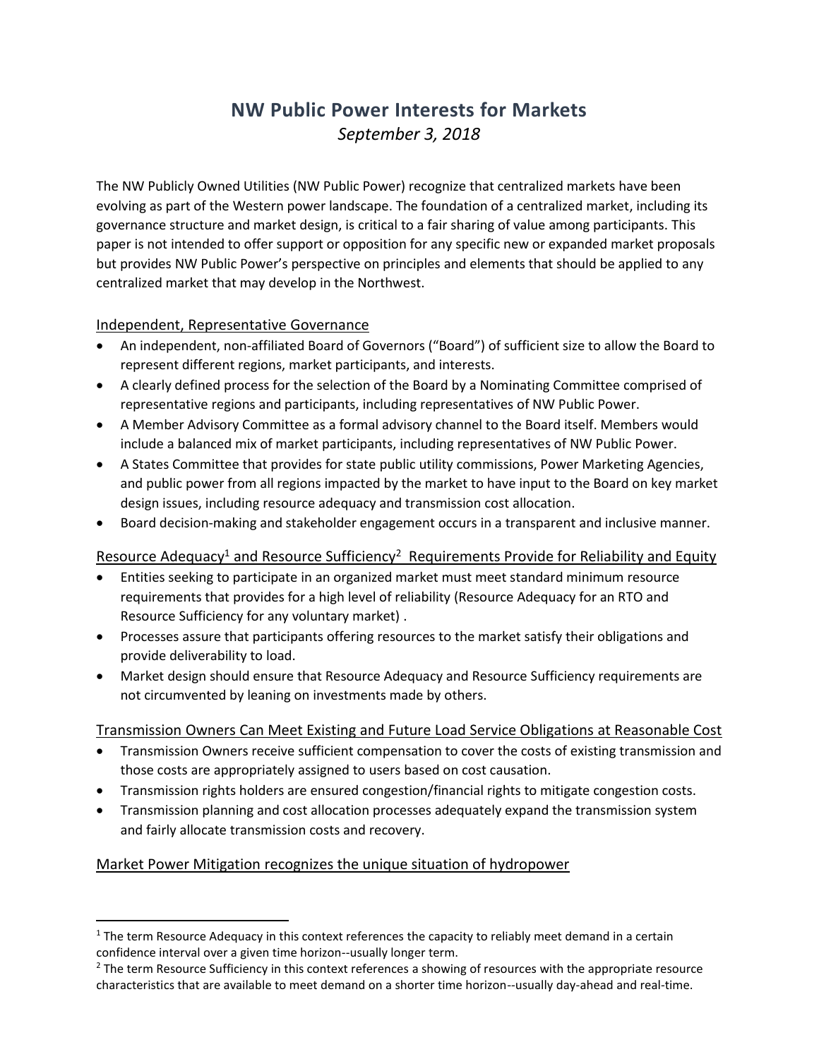# NW Public Power Interests for Markets

*September 3, 2018*

The NW Publicly Owned Utilities (NW Public Power) recognize that centralized markets have been evolving as part of the Western power landscape. The foundation of a centralized market, including its governance structure and market design, is critical to a fair sharing of value among participants. This paper is not intended to offer support or opposition for any specific new or expanded market proposals but provides NW Public Power's perspective on principles and elements that should be applied to any centralized market that may develop in the Northwest.

## Independent, Representative Governance

- An independent, non-affiliated Board of Governors ("Board") of sufficient size to allow the Board to represent different regions, market participants, and interests.
- A clearly defined process for the selection of the Board by a Nominating Committee comprised of representative regions and participants, including representatives of NW Public Power.
- A Member Advisory Committee as a formal advisory channel to the Board itself. Members would include a balanced mix of market participants, including representatives of NW Public Power.
- A States Committee that provides for state public utility commissions, Power Marketing Agencies, and public power from all regions impacted by the market to have input to the Board on key market design issues, including resource adequacy and transmission cost allocation.
- Board decision-making and stakeholder engagement occurs in a transparent and inclusive manner.

## Resource Adequacy[1] and Resource Sufficiency[2] Requirements Provide for Reliability and Equity

- Entities seeking to participate in an organized market must meet standard minimum resource requirements that provides for a high level of reliability (Resource Adequacy for an RTO and Resource Sufficiency for any voluntary market) .
- Processes assure that participants offering resources to the market satisfy their obligations and provide deliverability to load.
- Market design should ensure that Resource Adequacy and Resource Sufficiency requirements are not circumvented by leaning on investments made by others.

## Transmission Owners Can Meet Existing and Future Load Service Obligations at Reasonable Cost

- Transmission Owners receive sufficient compensation to cover the costs of existing transmission and those costs are appropriately assigned to users based on cost causation.
- Transmission rights holders are ensured congestion/financial rights to mitigate congestion costs.
- Transmission planning and cost allocation processes adequately expand the transmission system and fairly allocate transmission costs and recovery.

## Market Power Mitigation recognizes the unique situation of hydropower

---

[1] The term Resource Adequacy in this context references the capacity to reliably meet demand in a certain confidence interval over a given time horizon--usually longer term.

[2] The term Resource Sufficiency in this context references a showing of resources with the appropriate resource characteristics that are available to meet demand on a shorter time horizon--usually day-ahead and real-time.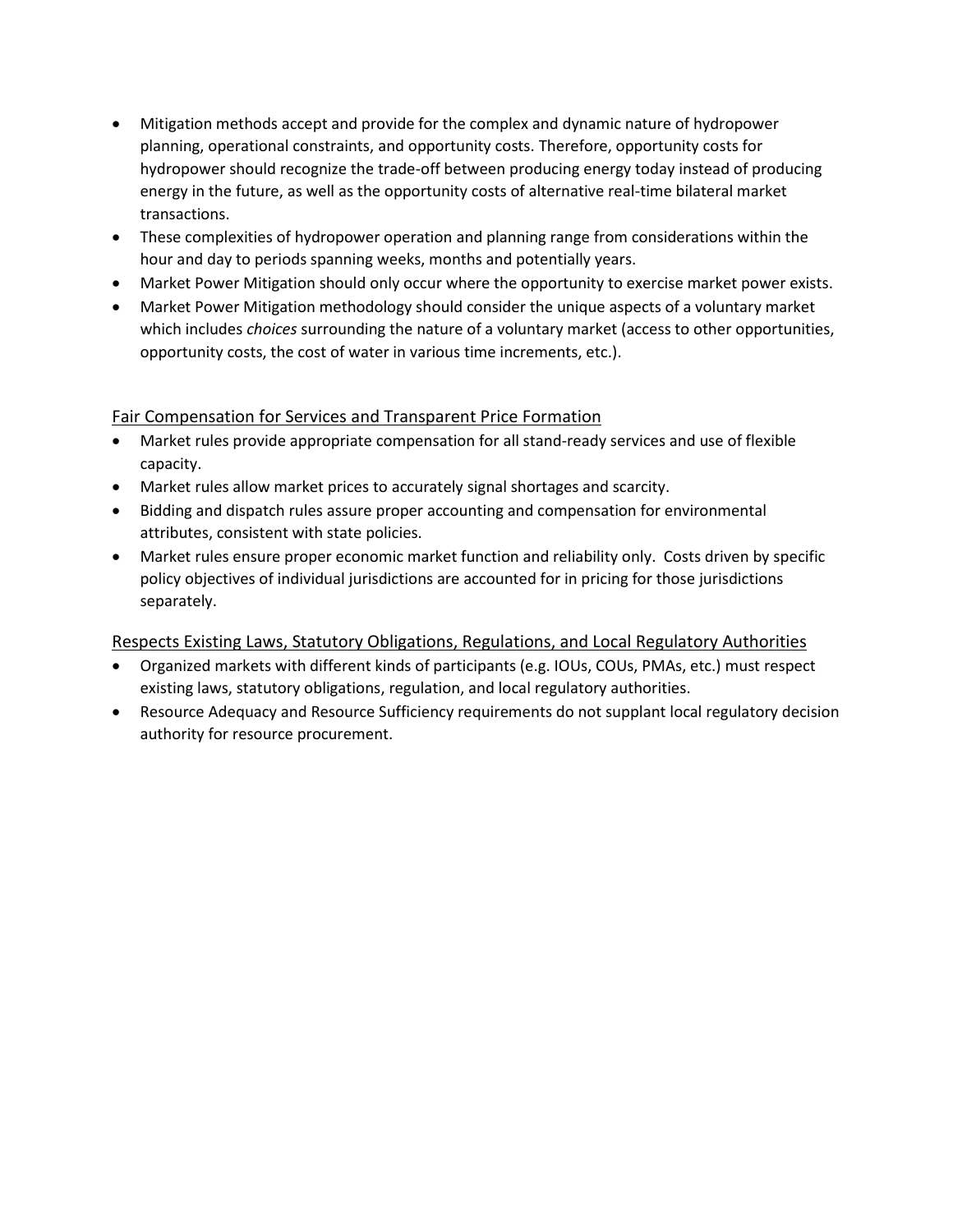- Mitigation methods accept and provide for the complex and dynamic nature of hydropower planning, operational constraints, and opportunity costs. Therefore, opportunity costs for hydropower should recognize the trade-off between producing energy today instead of producing energy in the future, as well as the opportunity costs of alternative real-time bilateral market transactions.
- These complexities of hydropower operation and planning range from considerations within the hour and day to periods spanning weeks, months and potentially years.
- Market Power Mitigation should only occur where the opportunity to exercise market power exists.
- Market Power Mitigation methodology should consider the unique aspects of a voluntary market which includes *choices* surrounding the nature of a voluntary market (access to other opportunities, opportunity costs, the cost of water in various time increments, etc.).

## Fair Compensation for Services and Transparent Price Formation

- Market rules provide appropriate compensation for all stand-ready services and use of flexible capacity.
- Market rules allow market prices to accurately signal shortages and scarcity.
- Bidding and dispatch rules assure proper accounting and compensation for environmental attributes, consistent with state policies.
- Market rules ensure proper economic market function and reliability only. Costs driven by specific policy objectives of individual jurisdictions are accounted for in pricing for those jurisdictions separately.

## Respects Existing Laws, Statutory Obligations, Regulations, and Local Regulatory Authorities

- Organized markets with different kinds of participants (e.g. IOUs, COUs, PMAs, etc.) must respect existing laws, statutory obligations, regulation, and local regulatory authorities.
- Resource Adequacy and Resource Sufficiency requirements do not supplant local regulatory decision authority for resource procurement.